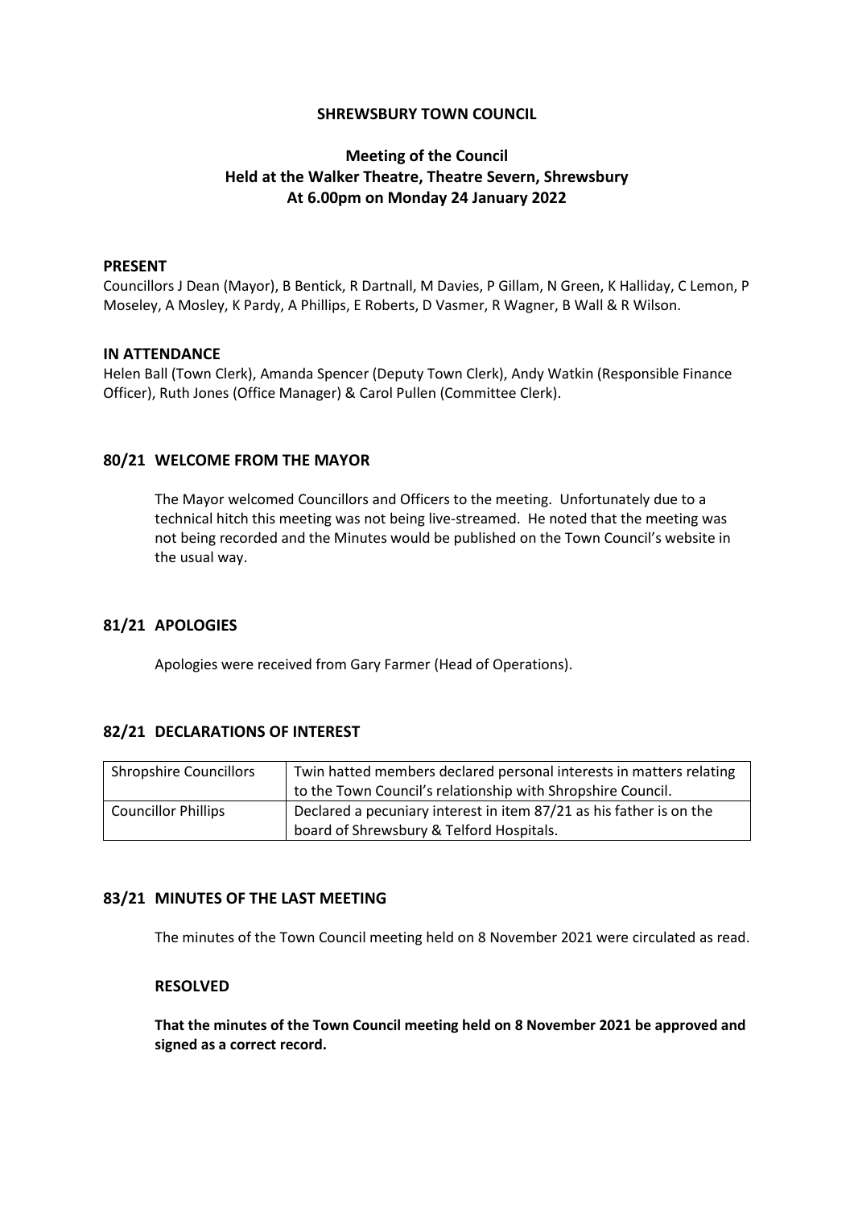# SHREWSBURY TOWN COUNCIL

## Meeting of the Council
## Held at the Walker Theatre, Theatre Severn, Shrewsbury
## At 6.00pm on Monday 24 January 2022

### PRESENT

Councillors J Dean (Mayor), B Bentick, R Dartnall, M Davies, P Gillam, N Green, K Halliday, C Lemon, P Moseley, A Mosley, K Pardy, A Phillips, E Roberts, D Vasmer, R Wagner, B Wall & R Wilson.

### IN ATTENDANCE

Helen Ball (Town Clerk), Amanda Spencer (Deputy Town Clerk), Andy Watkin (Responsible Finance Officer), Ruth Jones (Office Manager) & Carol Pullen (Committee Clerk).

### 80/21 WELCOME FROM THE MAYOR

The Mayor welcomed Councillors and Officers to the meeting. Unfortunately due to a technical hitch this meeting was not being live-streamed. He noted that the meeting was not being recorded and the Minutes would be published on the Town Council's website in the usual way.

### 81/21 APOLOGIES

Apologies were received from Gary Farmer (Head of Operations).

### 82/21 DECLARATIONS OF INTEREST

| Shropshire Councillors | Twin hatted members declared personal interests in matters relating to the Town Council's relationship with Shropshire Council. |
|---|---|
| Councillor Phillips | Declared a pecuniary interest in item 87/21 as his father is on the board of Shrewsbury & Telford Hospitals. |

### 83/21 MINUTES OF THE LAST MEETING

The minutes of the Town Council meeting held on 8 November 2021 were circulated as read.

**RESOLVED**

**That the minutes of the Town Council meeting held on 8 November 2021 be approved and signed as a correct record.**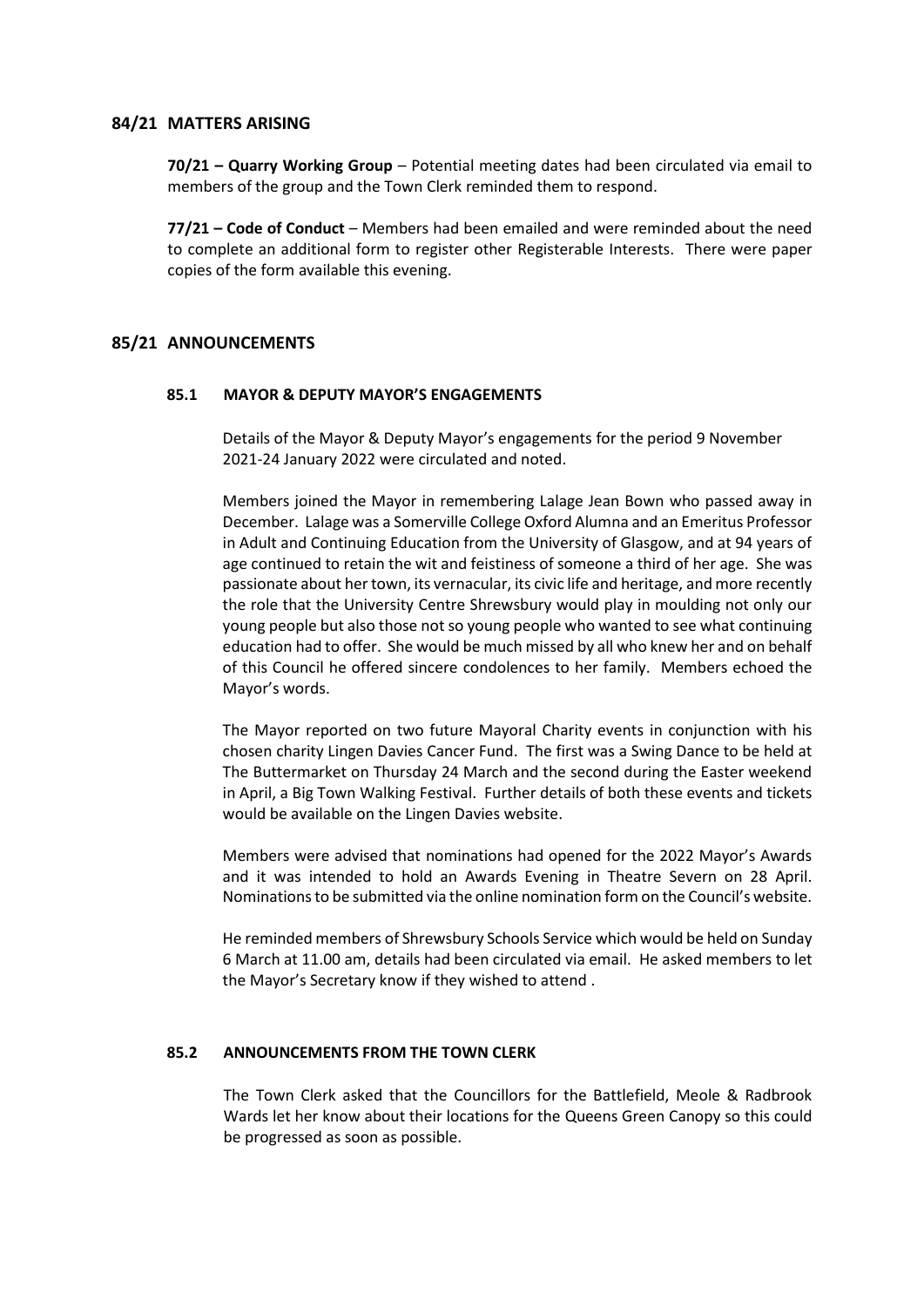## 84/21 MATTERS ARISING

**70/21 – Quarry Working Group** – Potential meeting dates had been circulated via email to members of the group and the Town Clerk reminded them to respond.

**77/21 – Code of Conduct** – Members had been emailed and were reminded about the need to complete an additional form to register other Registerable Interests. There were paper copies of the form available this evening.

## 85/21 ANNOUNCEMENTS

### 85.1 MAYOR & DEPUTY MAYOR'S ENGAGEMENTS

Details of the Mayor & Deputy Mayor's engagements for the period 9 November 2021-24 January 2022 were circulated and noted.

Members joined the Mayor in remembering Lalage Jean Bown who passed away in December. Lalage was a Somerville College Oxford Alumna and an Emeritus Professor in Adult and Continuing Education from the University of Glasgow, and at 94 years of age continued to retain the wit and feistiness of someone a third of her age. She was passionate about her town, its vernacular, its civic life and heritage, and more recently the role that the University Centre Shrewsbury would play in moulding not only our young people but also those not so young people who wanted to see what continuing education had to offer. She would be much missed by all who knew her and on behalf of this Council he offered sincere condolences to her family. Members echoed the Mayor's words.

The Mayor reported on two future Mayoral Charity events in conjunction with his chosen charity Lingen Davies Cancer Fund. The first was a Swing Dance to be held at The Buttermarket on Thursday 24 March and the second during the Easter weekend in April, a Big Town Walking Festival. Further details of both these events and tickets would be available on the Lingen Davies website.

Members were advised that nominations had opened for the 2022 Mayor's Awards and it was intended to hold an Awards Evening in Theatre Severn on 28 April. Nominations to be submitted via the online nomination form on the Council's website.

He reminded members of Shrewsbury Schools Service which would be held on Sunday 6 March at 11.00 am, details had been circulated via email. He asked members to let the Mayor's Secretary know if they wished to attend .

### 85.2 ANNOUNCEMENTS FROM THE TOWN CLERK

The Town Clerk asked that the Councillors for the Battlefield, Meole & Radbrook Wards let her know about their locations for the Queens Green Canopy so this could be progressed as soon as possible.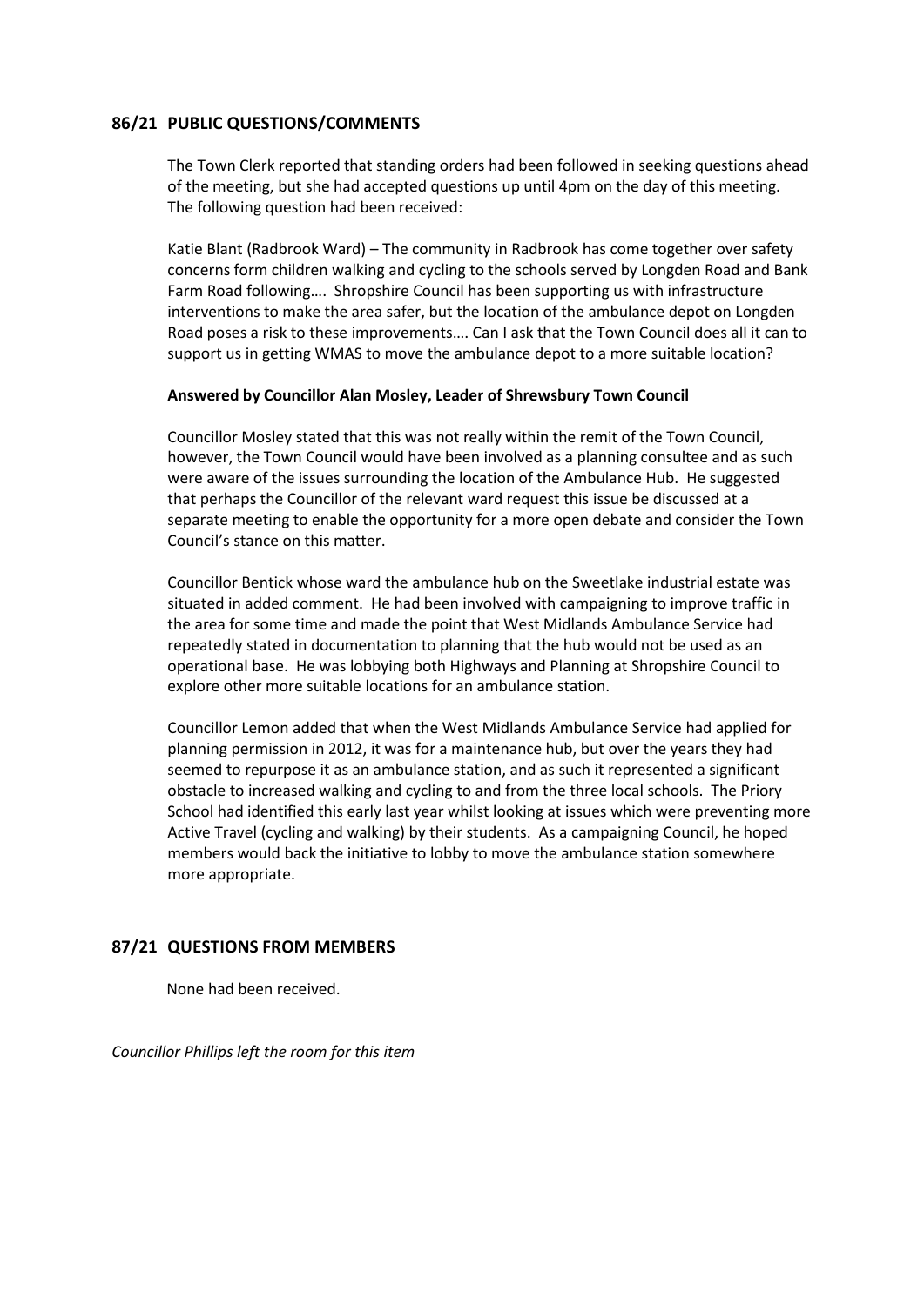## 86/21 PUBLIC QUESTIONS/COMMENTS

The Town Clerk reported that standing orders had been followed in seeking questions ahead of the meeting, but she had accepted questions up until 4pm on the day of this meeting. The following question had been received:

Katie Blant (Radbrook Ward) – The community in Radbrook has come together over safety concerns form children walking and cycling to the schools served by Longden Road and Bank Farm Road following…. Shropshire Council has been supporting us with infrastructure interventions to make the area safer, but the location of the ambulance depot on Longden Road poses a risk to these improvements…. Can I ask that the Town Council does all it can to support us in getting WMAS to move the ambulance depot to a more suitable location?

**Answered by Councillor Alan Mosley, Leader of Shrewsbury Town Council**

Councillor Mosley stated that this was not really within the remit of the Town Council, however, the Town Council would have been involved as a planning consultee and as such were aware of the issues surrounding the location of the Ambulance Hub. He suggested that perhaps the Councillor of the relevant ward request this issue be discussed at a separate meeting to enable the opportunity for a more open debate and consider the Town Council's stance on this matter.

Councillor Bentick whose ward the ambulance hub on the Sweetlake industrial estate was situated in added comment. He had been involved with campaigning to improve traffic in the area for some time and made the point that West Midlands Ambulance Service had repeatedly stated in documentation to planning that the hub would not be used as an operational base. He was lobbying both Highways and Planning at Shropshire Council to explore other more suitable locations for an ambulance station.

Councillor Lemon added that when the West Midlands Ambulance Service had applied for planning permission in 2012, it was for a maintenance hub, but over the years they had seemed to repurpose it as an ambulance station, and as such it represented a significant obstacle to increased walking and cycling to and from the three local schools. The Priory School had identified this early last year whilst looking at issues which were preventing more Active Travel (cycling and walking) by their students. As a campaigning Council, he hoped members would back the initiative to lobby to move the ambulance station somewhere more appropriate.

## 87/21 QUESTIONS FROM MEMBERS

None had been received.

*Councillor Phillips left the room for this item*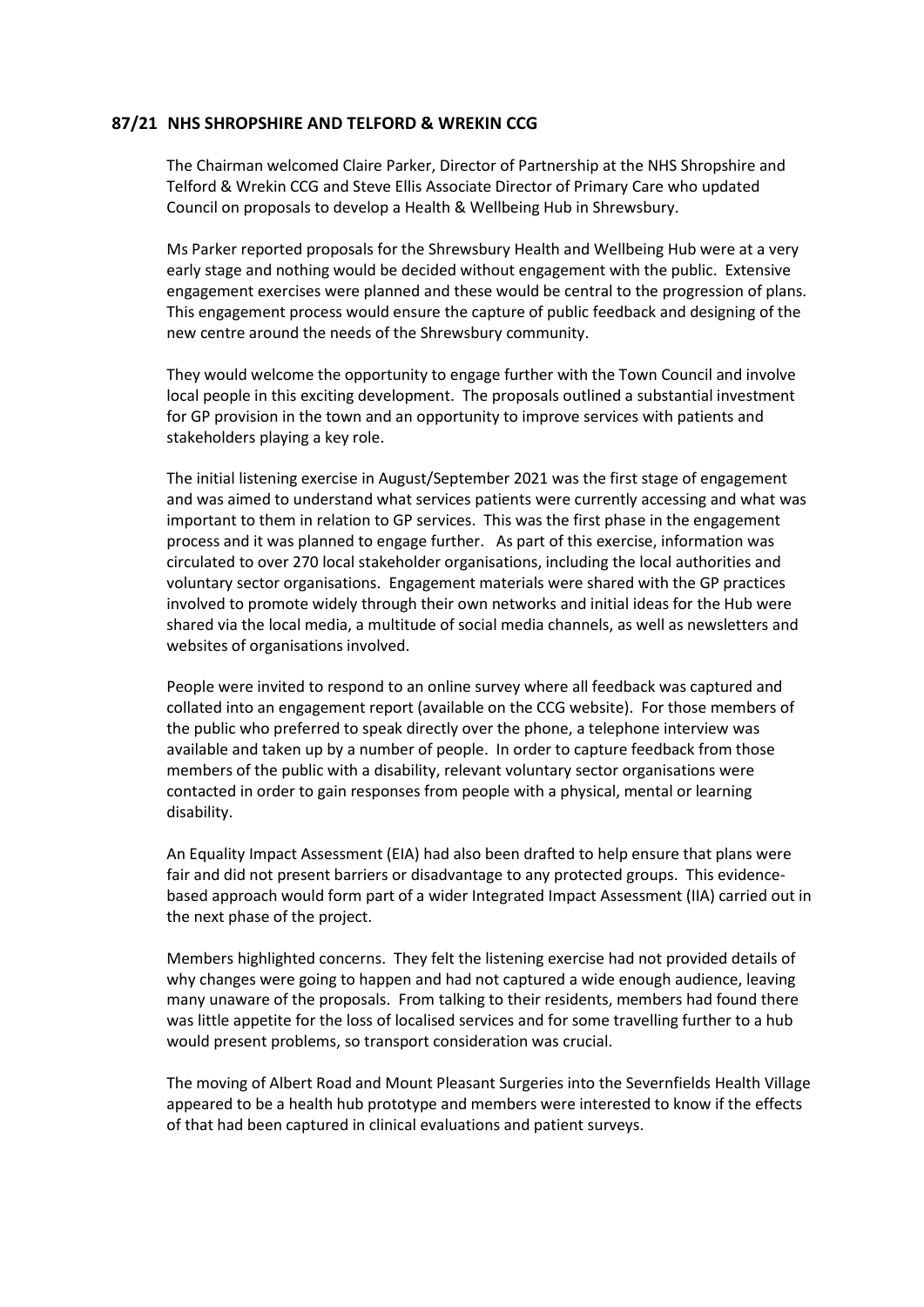## 87/21 NHS SHROPSHIRE AND TELFORD & WREKIN CCG

The Chairman welcomed Claire Parker, Director of Partnership at the NHS Shropshire and Telford & Wrekin CCG and Steve Ellis Associate Director of Primary Care who updated Council on proposals to develop a Health & Wellbeing Hub in Shrewsbury.

Ms Parker reported proposals for the Shrewsbury Health and Wellbeing Hub were at a very early stage and nothing would be decided without engagement with the public. Extensive engagement exercises were planned and these would be central to the progression of plans. This engagement process would ensure the capture of public feedback and designing of the new centre around the needs of the Shrewsbury community.

They would welcome the opportunity to engage further with the Town Council and involve local people in this exciting development. The proposals outlined a substantial investment for GP provision in the town and an opportunity to improve services with patients and stakeholders playing a key role.

The initial listening exercise in August/September 2021 was the first stage of engagement and was aimed to understand what services patients were currently accessing and what was important to them in relation to GP services. This was the first phase in the engagement process and it was planned to engage further. As part of this exercise, information was circulated to over 270 local stakeholder organisations, including the local authorities and voluntary sector organisations. Engagement materials were shared with the GP practices involved to promote widely through their own networks and initial ideas for the Hub were shared via the local media, a multitude of social media channels, as well as newsletters and websites of organisations involved.

People were invited to respond to an online survey where all feedback was captured and collated into an engagement report (available on the CCG website). For those members of the public who preferred to speak directly over the phone, a telephone interview was available and taken up by a number of people. In order to capture feedback from those members of the public with a disability, relevant voluntary sector organisations were contacted in order to gain responses from people with a physical, mental or learning disability.

An Equality Impact Assessment (EIA) had also been drafted to help ensure that plans were fair and did not present barriers or disadvantage to any protected groups. This evidence-based approach would form part of a wider Integrated Impact Assessment (IIA) carried out in the next phase of the project.

Members highlighted concerns. They felt the listening exercise had not provided details of why changes were going to happen and had not captured a wide enough audience, leaving many unaware of the proposals. From talking to their residents, members had found there was little appetite for the loss of localised services and for some travelling further to a hub would present problems, so transport consideration was crucial.

The moving of Albert Road and Mount Pleasant Surgeries into the Severnfields Health Village appeared to be a health hub prototype and members were interested to know if the effects of that had been captured in clinical evaluations and patient surveys.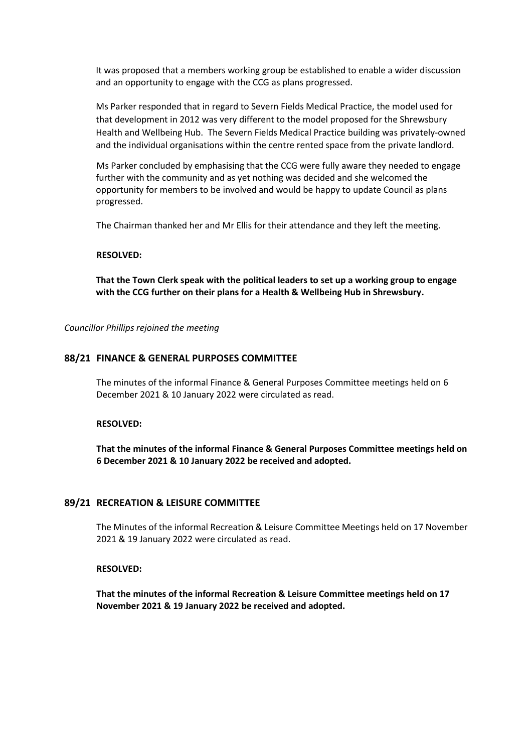It was proposed that a members working group be established to enable a wider discussion and an opportunity to engage with the CCG as plans progressed.

Ms Parker responded that in regard to Severn Fields Medical Practice, the model used for that development in 2012 was very different to the model proposed for the Shrewsbury Health and Wellbeing Hub. The Severn Fields Medical Practice building was privately-owned and the individual organisations within the centre rented space from the private landlord.

Ms Parker concluded by emphasising that the CCG were fully aware they needed to engage further with the community and as yet nothing was decided and she welcomed the opportunity for members to be involved and would be happy to update Council as plans progressed.

The Chairman thanked her and Mr Ellis for their attendance and they left the meeting.

**RESOLVED:**

**That the Town Clerk speak with the political leaders to set up a working group to engage with the CCG further on their plans for a Health & Wellbeing Hub in Shrewsbury.**

*Councillor Phillips rejoined the meeting*

## 88/21 FINANCE & GENERAL PURPOSES COMMITTEE

The minutes of the informal Finance & General Purposes Committee meetings held on 6 December 2021 & 10 January 2022 were circulated as read.

**RESOLVED:**

**That the minutes of the informal Finance & General Purposes Committee meetings held on 6 December 2021 & 10 January 2022 be received and adopted.**

## 89/21 RECREATION & LEISURE COMMITTEE

The Minutes of the informal Recreation & Leisure Committee Meetings held on 17 November 2021 & 19 January 2022 were circulated as read.

**RESOLVED:**

**That the minutes of the informal Recreation & Leisure Committee meetings held on 17 November 2021 & 19 January 2022 be received and adopted.**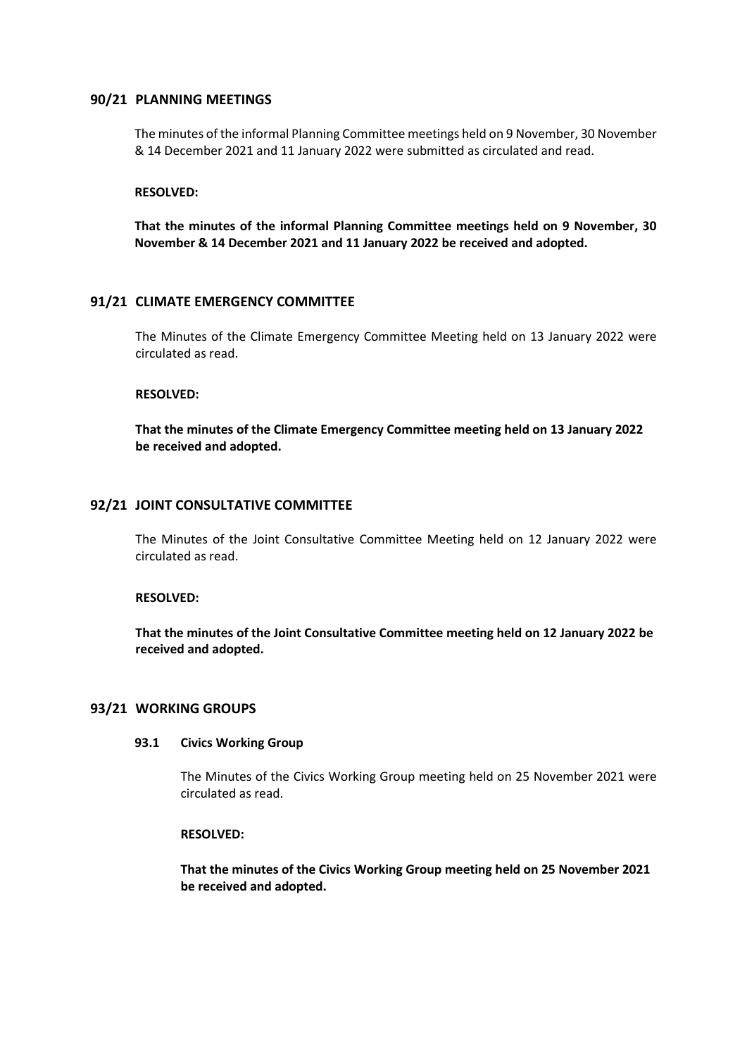## 90/21 PLANNING MEETINGS

The minutes of the informal Planning Committee meetings held on 9 November, 30 November & 14 December 2021 and 11 January 2022 were submitted as circulated and read.

**RESOLVED:**

**That the minutes of the informal Planning Committee meetings held on 9 November, 30 November & 14 December 2021 and 11 January 2022 be received and adopted.**

## 91/21 CLIMATE EMERGENCY COMMITTEE

The Minutes of the Climate Emergency Committee Meeting held on 13 January 2022 were circulated as read.

**RESOLVED:**

**That the minutes of the Climate Emergency Committee meeting held on 13 January 2022 be received and adopted.**

## 92/21 JOINT CONSULTATIVE COMMITTEE

The Minutes of the Joint Consultative Committee Meeting held on 12 January 2022 were circulated as read.

**RESOLVED:**

**That the minutes of the Joint Consultative Committee meeting held on 12 January 2022 be received and adopted.**

## 93/21 WORKING GROUPS

### 93.1 Civics Working Group

The Minutes of the Civics Working Group meeting held on 25 November 2021 were circulated as read.

**RESOLVED:**

**That the minutes of the Civics Working Group meeting held on 25 November 2021 be received and adopted.**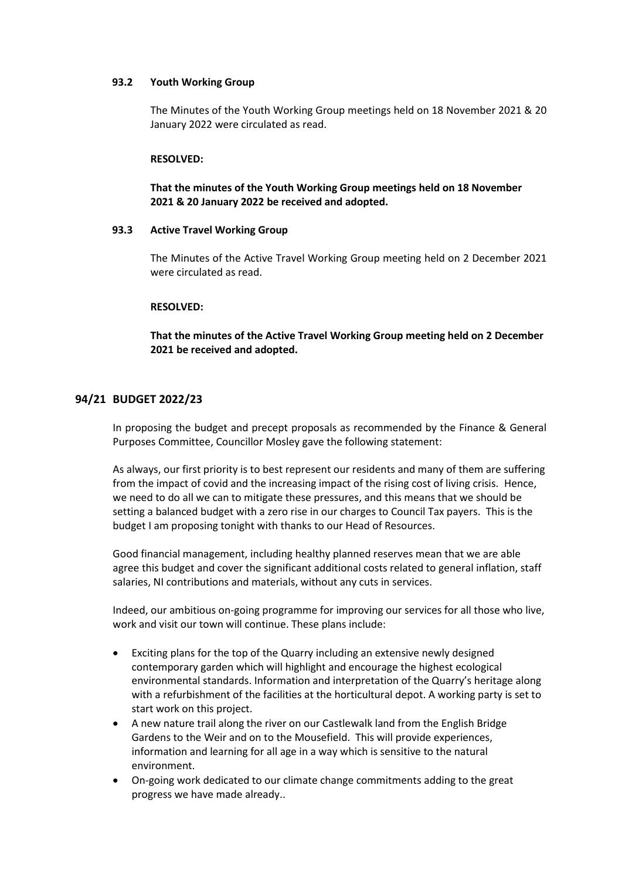### 93.2 Youth Working Group

The Minutes of the Youth Working Group meetings held on 18 November 2021 & 20 January 2022 were circulated as read.

**RESOLVED:**

**That the minutes of the Youth Working Group meetings held on 18 November 2021 & 20 January 2022 be received and adopted.**

### 93.3 Active Travel Working Group

The Minutes of the Active Travel Working Group meeting held on 2 December 2021 were circulated as read.

**RESOLVED:**

**That the minutes of the Active Travel Working Group meeting held on 2 December 2021 be received and adopted.**

## 94/21 BUDGET 2022/23

In proposing the budget and precept proposals as recommended by the Finance & General Purposes Committee, Councillor Mosley gave the following statement:

As always, our first priority is to best represent our residents and many of them are suffering from the impact of covid and the increasing impact of the rising cost of living crisis. Hence, we need to do all we can to mitigate these pressures, and this means that we should be setting a balanced budget with a zero rise in our charges to Council Tax payers. This is the budget I am proposing tonight with thanks to our Head of Resources.

Good financial management, including healthy planned reserves mean that we are able agree this budget and cover the significant additional costs related to general inflation, staff salaries, NI contributions and materials, without any cuts in services.

Indeed, our ambitious on-going programme for improving our services for all those who live, work and visit our town will continue. These plans include:

- Exciting plans for the top of the Quarry including an extensive newly designed contemporary garden which will highlight and encourage the highest ecological environmental standards. Information and interpretation of the Quarry's heritage along with a refurbishment of the facilities at the horticultural depot. A working party is set to start work on this project.
- A new nature trail along the river on our Castlewalk land from the English Bridge Gardens to the Weir and on to the Mousefield. This will provide experiences, information and learning for all age in a way which is sensitive to the natural environment.
- On-going work dedicated to our climate change commitments adding to the great progress we have made already..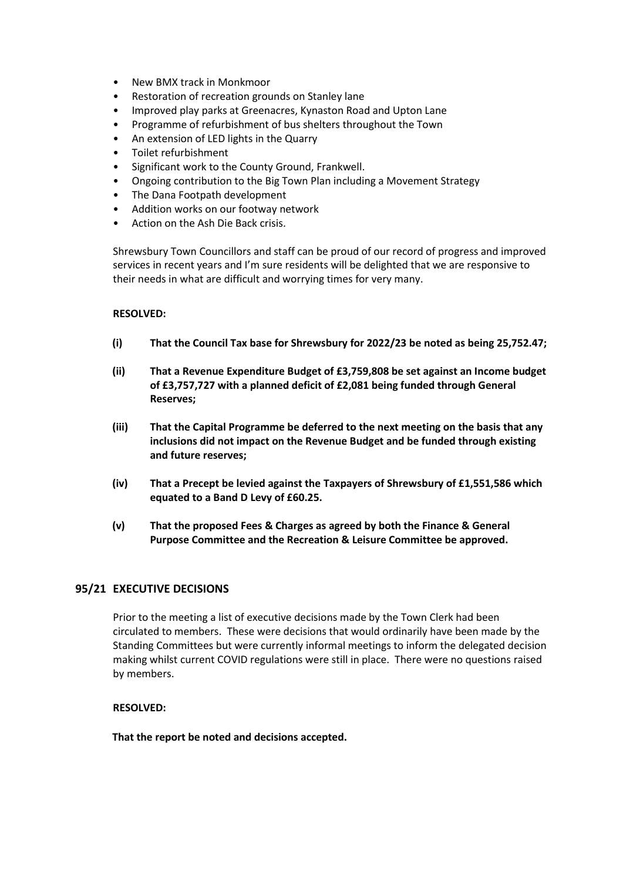- New BMX track in Monkmoor
- Restoration of recreation grounds on Stanley lane
- Improved play parks at Greenacres, Kynaston Road and Upton Lane
- Programme of refurbishment of bus shelters throughout the Town
- An extension of LED lights in the Quarry
- Toilet refurbishment
- Significant work to the County Ground, Frankwell.
- Ongoing contribution to the Big Town Plan including a Movement Strategy
- The Dana Footpath development
- Addition works on our footway network
- Action on the Ash Die Back crisis.

Shrewsbury Town Councillors and staff can be proud of our record of progress and improved services in recent years and I'm sure residents will be delighted that we are responsive to their needs in what are difficult and worrying times for very many.

**RESOLVED:**

**(i) That the Council Tax base for Shrewsbury for 2022/23 be noted as being 25,752.47;**

**(ii) That a Revenue Expenditure Budget of £3,759,808 be set against an Income budget of £3,757,727 with a planned deficit of £2,081 being funded through General Reserves;**

**(iii) That the Capital Programme be deferred to the next meeting on the basis that any inclusions did not impact on the Revenue Budget and be funded through existing and future reserves;**

**(iv) That a Precept be levied against the Taxpayers of Shrewsbury of £1,551,586 which equated to a Band D Levy of £60.25.**

**(v) That the proposed Fees & Charges as agreed by both the Finance & General Purpose Committee and the Recreation & Leisure Committee be approved.**

## 95/21 EXECUTIVE DECISIONS

Prior to the meeting a list of executive decisions made by the Town Clerk had been circulated to members. These were decisions that would ordinarily have been made by the Standing Committees but were currently informal meetings to inform the delegated decision making whilst current COVID regulations were still in place. There were no questions raised by members.

**RESOLVED:**

**That the report be noted and decisions accepted.**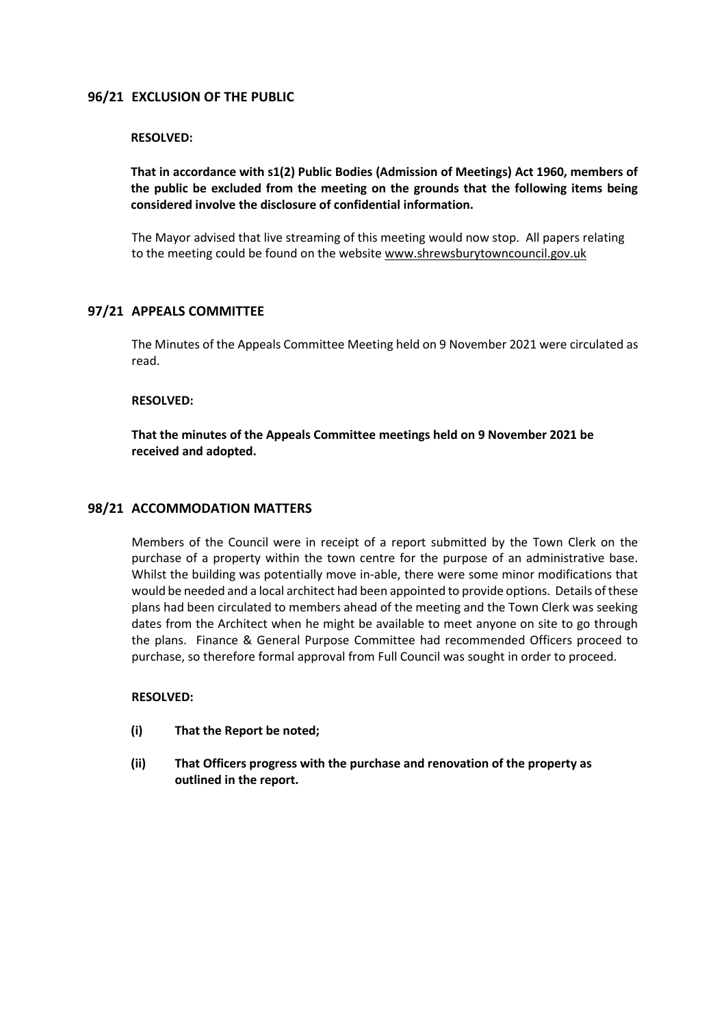## 96/21 EXCLUSION OF THE PUBLIC

**RESOLVED:**

**That in accordance with s1(2) Public Bodies (Admission of Meetings) Act 1960, members of the public be excluded from the meeting on the grounds that the following items being considered involve the disclosure of confidential information.**

The Mayor advised that live streaming of this meeting would now stop. All papers relating to the meeting could be found on the website www.shrewsburytowncouncil.gov.uk

## 97/21 APPEALS COMMITTEE

The Minutes of the Appeals Committee Meeting held on 9 November 2021 were circulated as read.

**RESOLVED:**

**That the minutes of the Appeals Committee meetings held on 9 November 2021 be received and adopted.**

## 98/21 ACCOMMODATION MATTERS

Members of the Council were in receipt of a report submitted by the Town Clerk on the purchase of a property within the town centre for the purpose of an administrative base. Whilst the building was potentially move in-able, there were some minor modifications that would be needed and a local architect had been appointed to provide options. Details of these plans had been circulated to members ahead of the meeting and the Town Clerk was seeking dates from the Architect when he might be available to meet anyone on site to go through the plans. Finance & General Purpose Committee had recommended Officers proceed to purchase, so therefore formal approval from Full Council was sought in order to proceed.

**RESOLVED:**

**(i) That the Report be noted;**

**(ii) That Officers progress with the purchase and renovation of the property as outlined in the report.**